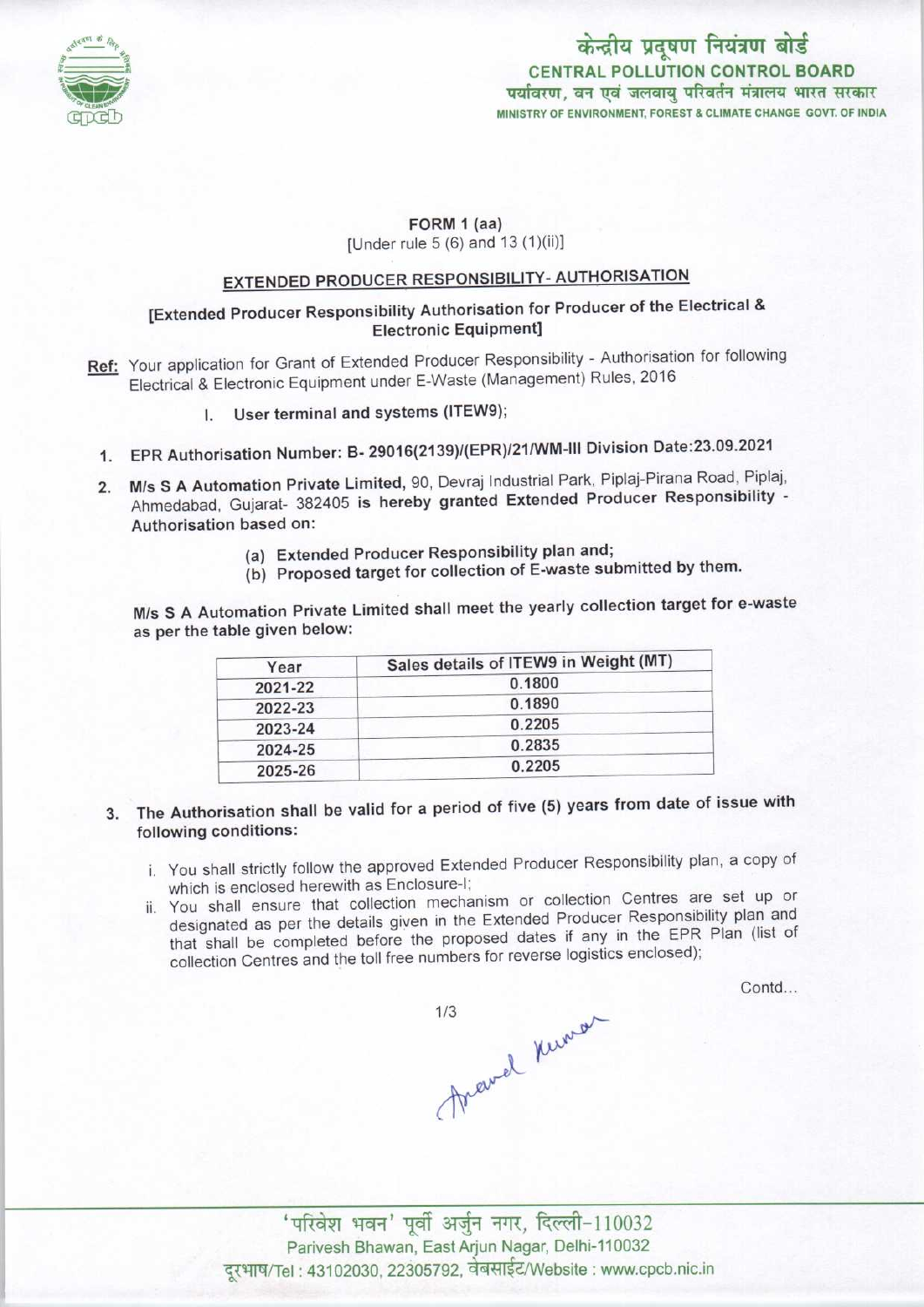केन्द्रीय प्रदूषण नियंत्रण बोर्ड
CENTRAL POLLUTION CONTROL BOARD
पर्यावरण, वन एवं जलवायु परिवर्तन मंत्रालय भारत सरकार
MINISTRY OF ENVIRONMENT, FOREST & CLIMATE CHANGE GOVT. OF INDIA

**FORM 1 (aa)**
[Under rule 5 (6) and 13 (1)(ii)]

## EXTENDED PRODUCER RESPONSIBILITY- AUTHORISATION

**[Extended Producer Responsibility Authorisation for Producer of the Electrical & Electronic Equipment]**

**Ref:** Your application for Grant of Extended Producer Responsibility - Authorisation for following Electrical & Electronic Equipment under E-Waste (Management) Rules, 2016

I. **User terminal and systems (ITEW9);**

1. **EPR Authorisation Number: B- 29016(2139)/(EPR)/21/WM-III Division Date:23.09.2021**
2. **M/s S A Automation Private Limited,** 90, Devraj Industrial Park, Piplaj-Pirana Road, Piplaj, Ahmedabad, Gujarat- 382405 **is hereby granted Extended Producer Responsibility - Authorisation based on:**
   (a) **Extended Producer Responsibility plan and;**
   (b) **Proposed target for collection of E-waste submitted by them.**

**M/s S A Automation Private Limited shall meet the yearly collection target for e-waste as per the table given below:**

| Year | Sales details of ITEW9 in Weight (MT) |
|---|---|
| 2021-22 | 0.1800 |
| 2022-23 | 0.1890 |
| 2023-24 | 0.2205 |
| 2024-25 | 0.2835 |
| 2025-26 | 0.2205 |

3. **The Authorisation shall be valid for a period of five (5) years from date of issue with following conditions:**
   i. You shall strictly follow the approved Extended Producer Responsibility plan, a copy of which is enclosed herewith as Enclosure-I;
   ii. You shall ensure that collection mechanism or collection Centres are set up or designated as per the details given in the Extended Producer Responsibility plan and that shall be completed before the proposed dates if any in the EPR Plan (list of collection Centres and the toll free numbers for reverse logistics enclosed);

Contd...

'परिवेश भवन' पूर्वी अर्जुन नगर, दिल्ली-110032
Parivesh Bhawan, East Arjun Nagar, Delhi-110032
दूरभाष/Tel : 43102030, 22305792, वेबसाईट/Website : www.cpcb.nic.in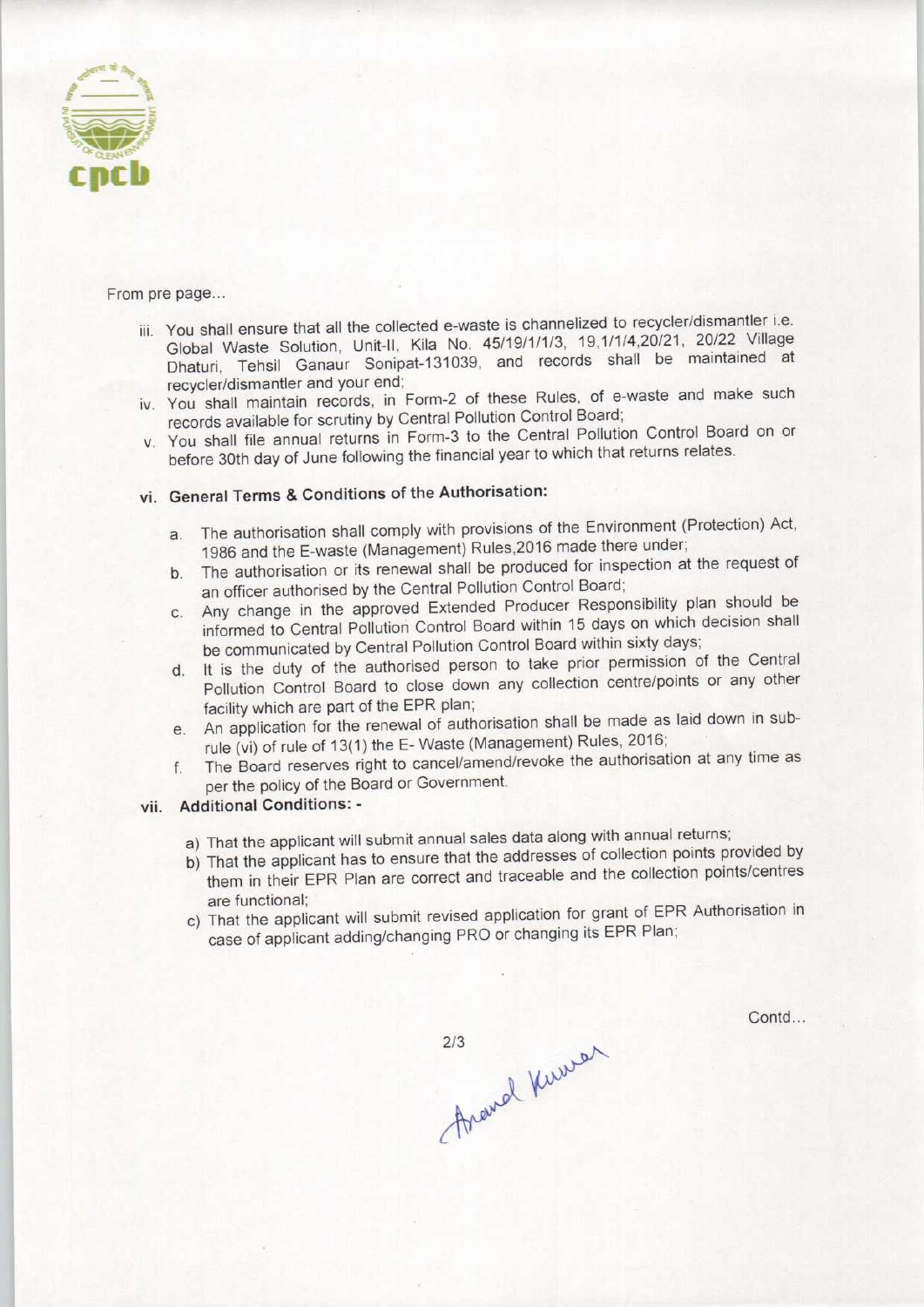From pre page...

iii. You shall ensure that all the collected e-waste is channelized to recycler/dismantler i.e. Global Waste Solution, Unit-II, Kila No. 45/19/1/1/3, 19,1/1/4,20/21, 20/22 Village Dhaturi, Tehsil Ganaur Sonipat-131039, and records shall be maintained at recycler/dismantler and your end;

iv. You shall maintain records, in Form-2 of these Rules, of e-waste and make such records available for scrutiny by Central Pollution Control Board;

v. You shall file annual returns in Form-3 to the Central Pollution Control Board on or before 30th day of June following the financial year to which that returns relates.

vi. **General Terms & Conditions of the Authorisation:**

  a. The authorisation shall comply with provisions of the Environment (Protection) Act, 1986 and the E-waste (Management) Rules,2016 made there under;

  b. The authorisation or its renewal shall be produced for inspection at the request of an officer authorised by the Central Pollution Control Board;

  c. Any change in the approved Extended Producer Responsibility plan should be informed to Central Pollution Control Board within 15 days on which decision shall be communicated by Central Pollution Control Board within sixty days;

  d. It is the duty of the authorised person to take prior permission of the Central Pollution Control Board to close down any collection centre/points or any other facility which are part of the EPR plan;

  e. An application for the renewal of authorisation shall be made as laid down in sub-rule (vi) of rule of 13(1) the E- Waste (Management) Rules, 2016;

  f. The Board reserves right to cancel/amend/revoke the authorisation at any time as per the policy of the Board or Government.

vii. **Additional Conditions: -**

  a) That the applicant will submit annual sales data along with annual returns;

  b) That the applicant has to ensure that the addresses of collection points provided by them in their EPR Plan are correct and traceable and the collection points/centres are functional;

  c) That the applicant will submit revised application for grant of EPR Authorisation in case of applicant adding/changing PRO or changing its EPR Plan;

Contd...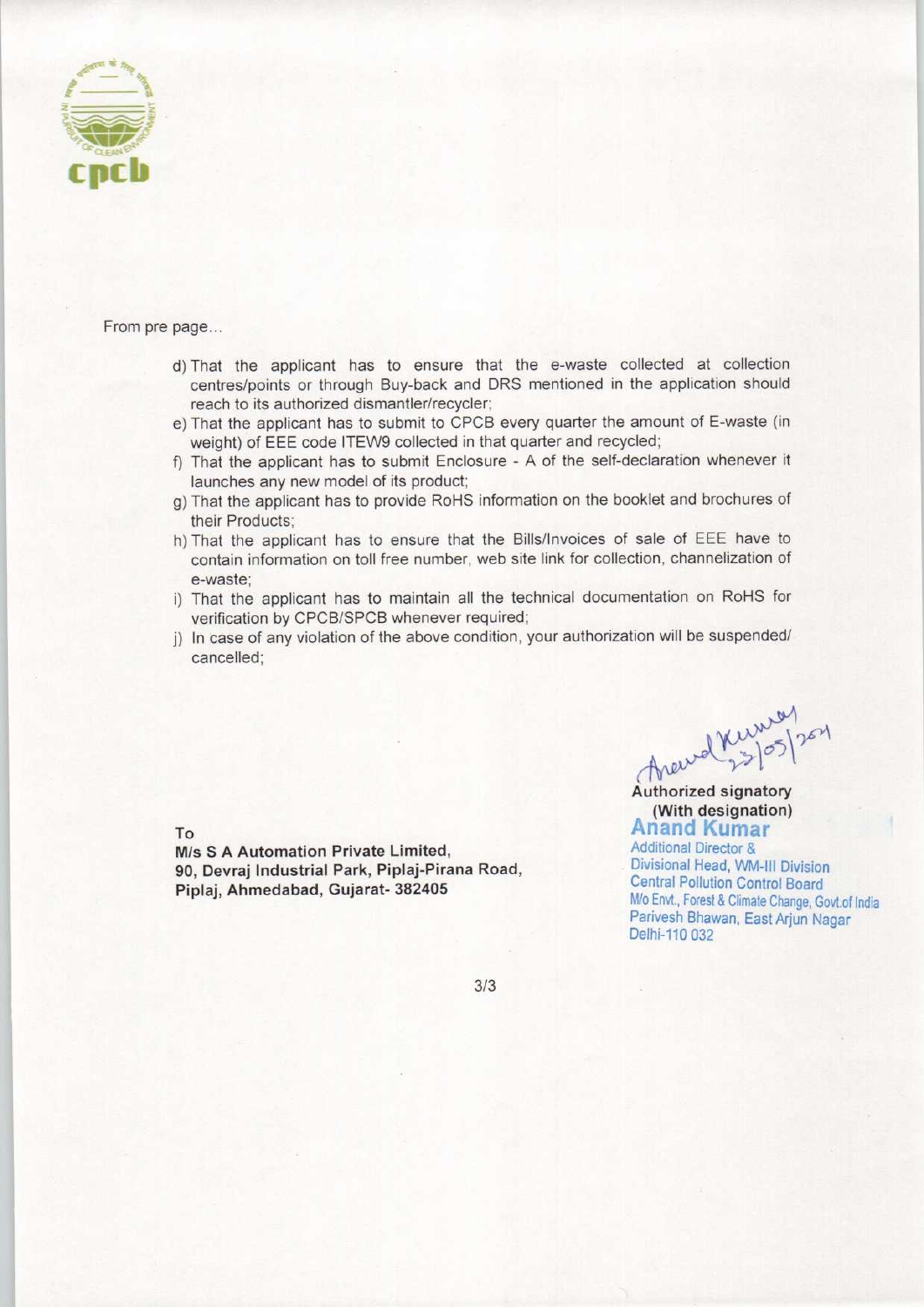From pre page...

d) That the applicant has to ensure that the e-waste collected at collection centres/points or through Buy-back and DRS mentioned in the application should reach to its authorized dismantler/recycler;
e) That the applicant has to submit to CPCB every quarter the amount of E-waste (in weight) of EEE code ITEW9 collected in that quarter and recycled;
f) That the applicant has to submit Enclosure - A of the self-declaration whenever it launches any new model of its product;
g) That the applicant has to provide RoHS information on the booklet and brochures of their Products;
h) That the applicant has to ensure that the Bills/Invoices of sale of EEE have to contain information on toll free number, web site link for collection, channelization of e-waste;
i) That the applicant has to maintain all the technical documentation on RoHS for verification by CPCB/SPCB whenever required;
j) In case of any violation of the above condition, your authorization will be suspended/ cancelled;

Anand Kumar 23/05/2021

**Authorized signatory**
**(With designation)**
**Anand Kumar**
Additional Director &
Divisional Head, WM-III Division
Central Pollution Control Board
M/o Envt., Forest & Climate Change, Govt.of India
Parivesh Bhawan, East Arjun Nagar
Delhi-110 032

To
**M/s S A Automation Private Limited,**
**90, Devraj Industrial Park, Piplaj-Pirana Road,**
**Piplaj, Ahmedabad, Gujarat- 382405**